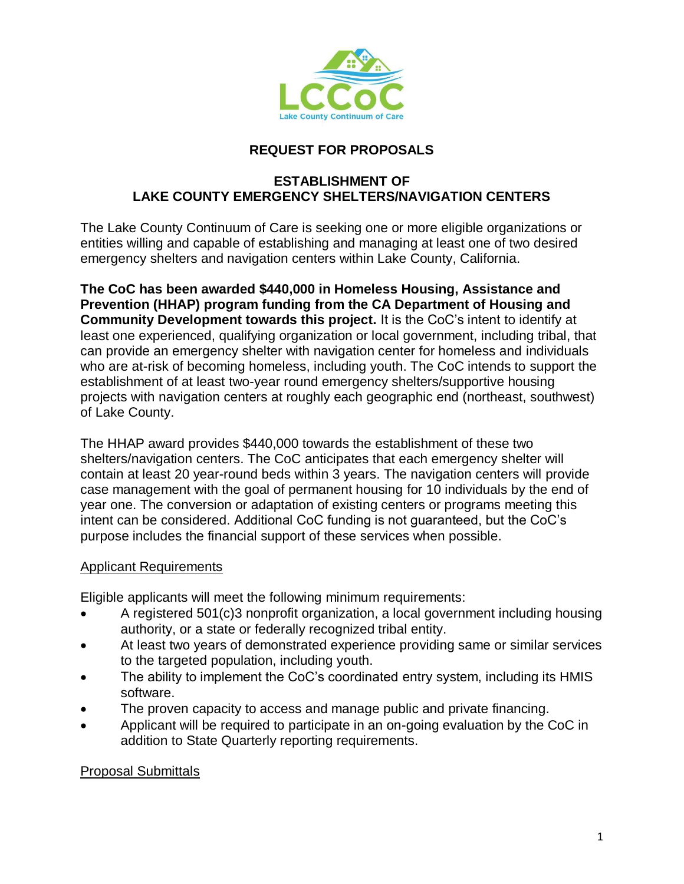LCCoC

Lake County Continuum of Care

# REQUEST FOR PROPOSALS

## ESTABLISHMENT OF LAKE COUNTY EMERGENCY SHELTERS/NAVIGATION CENTERS

The Lake County Continuum of Care is seeking one or more eligible organizations or entities willing and capable of establishing and managing at least one of two desired emergency shelters and navigation centers within Lake County, California.

**The CoC has been awarded $440,000 in Homeless Housing, Assistance and Prevention (HHAP) program funding from the CA Department of Housing and Community Development towards this project.** It is the CoC's intent to identify at least one experienced, qualifying organization or local government, including tribal, that can provide an emergency shelter with navigation center for homeless and individuals who are at-risk of becoming homeless, including youth. The CoC intends to support the establishment of at least two-year round emergency shelters/supportive housing projects with navigation centers at roughly each geographic end (northeast, southwest) of Lake County.

The HHAP award provides $440,000 towards the establishment of these two shelters/navigation centers. The CoC anticipates that each emergency shelter will contain at least 20 year-round beds within 3 years. The navigation centers will provide case management with the goal of permanent housing for 10 individuals by the end of year one. The conversion or adaptation of existing centers or programs meeting this intent can be considered. Additional CoC funding is not guaranteed, but the CoC's purpose includes the financial support of these services when possible.

### Applicant Requirements

Eligible applicants will meet the following minimum requirements:

- A registered 501(c)3 nonprofit organization, a local government including housing authority, or a state or federally recognized tribal entity.
- At least two years of demonstrated experience providing same or similar services to the targeted population, including youth.
- The ability to implement the CoC's coordinated entry system, including its HMIS software.
- The proven capacity to access and manage public and private financing.
- Applicant will be required to participate in an on-going evaluation by the CoC in addition to State Quarterly reporting requirements.

### Proposal Submittals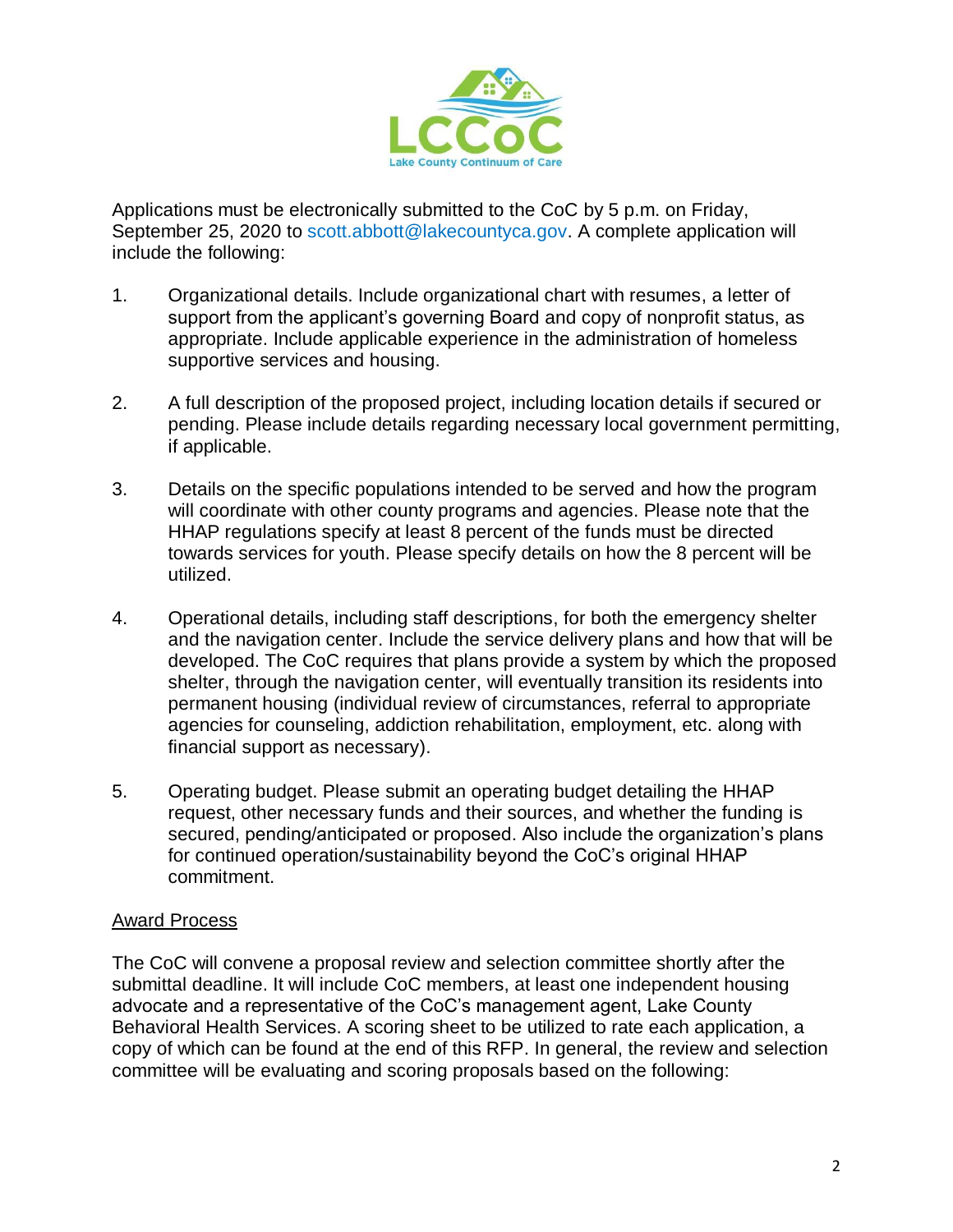Applications must be electronically submitted to the CoC by 5 p.m. on Friday, September 25, 2020 to scott.abbott@lakecountyca.gov. A complete application will include the following:

1. Organizational details. Include organizational chart with resumes, a letter of support from the applicant's governing Board and copy of nonprofit status, as appropriate. Include applicable experience in the administration of homeless supportive services and housing.

2. A full description of the proposed project, including location details if secured or pending. Please include details regarding necessary local government permitting, if applicable.

3. Details on the specific populations intended to be served and how the program will coordinate with other county programs and agencies. Please note that the HHAP regulations specify at least 8 percent of the funds must be directed towards services for youth. Please specify details on how the 8 percent will be utilized.

4. Operational details, including staff descriptions, for both the emergency shelter and the navigation center. Include the service delivery plans and how that will be developed. The CoC requires that plans provide a system by which the proposed shelter, through the navigation center, will eventually transition its residents into permanent housing (individual review of circumstances, referral to appropriate agencies for counseling, addiction rehabilitation, employment, etc. along with financial support as necessary).

5. Operating budget. Please submit an operating budget detailing the HHAP request, other necessary funds and their sources, and whether the funding is secured, pending/anticipated or proposed. Also include the organization's plans for continued operation/sustainability beyond the CoC's original HHAP commitment.

## Award Process

The CoC will convene a proposal review and selection committee shortly after the submittal deadline. It will include CoC members, at least one independent housing advocate and a representative of the CoC's management agent, Lake County Behavioral Health Services. A scoring sheet to be utilized to rate each application, a copy of which can be found at the end of this RFP. In general, the review and selection committee will be evaluating and scoring proposals based on the following: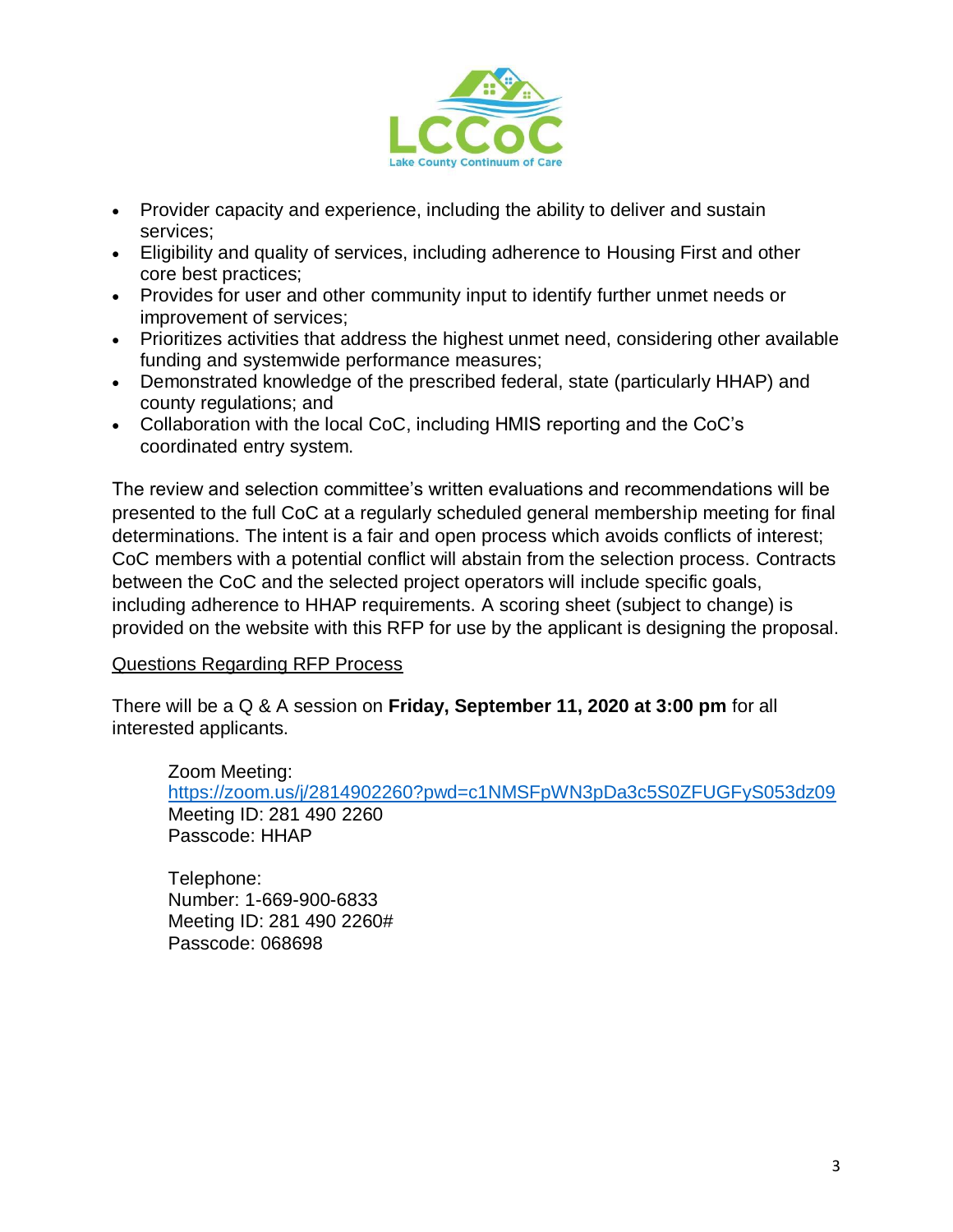- Provider capacity and experience, including the ability to deliver and sustain services;
- Eligibility and quality of services, including adherence to Housing First and other core best practices;
- Provides for user and other community input to identify further unmet needs or improvement of services;
- Prioritizes activities that address the highest unmet need, considering other available funding and systemwide performance measures;
- Demonstrated knowledge of the prescribed federal, state (particularly HHAP) and county regulations; and
- Collaboration with the local CoC, including HMIS reporting and the CoC's coordinated entry system.

The review and selection committee's written evaluations and recommendations will be presented to the full CoC at a regularly scheduled general membership meeting for final determinations. The intent is a fair and open process which avoids conflicts of interest; CoC members with a potential conflict will abstain from the selection process. Contracts between the CoC and the selected project operators will include specific goals, including adherence to HHAP requirements. A scoring sheet (subject to change) is provided on the website with this RFP for use by the applicant is designing the proposal.

<u>Questions Regarding RFP Process</u>

There will be a Q & A session on **Friday, September 11, 2020 at 3:00 pm** for all interested applicants.

> Zoom Meeting:
> https://zoom.us/j/2814902260?pwd=c1NMSFpWN3pDa3c5S0ZFUGFyS053dz09
> Meeting ID: 281 490 2260
> Passcode: HHAP
>
> Telephone:
> Number: 1-669-900-6833
> Meeting ID: 281 490 2260#
> Passcode: 068698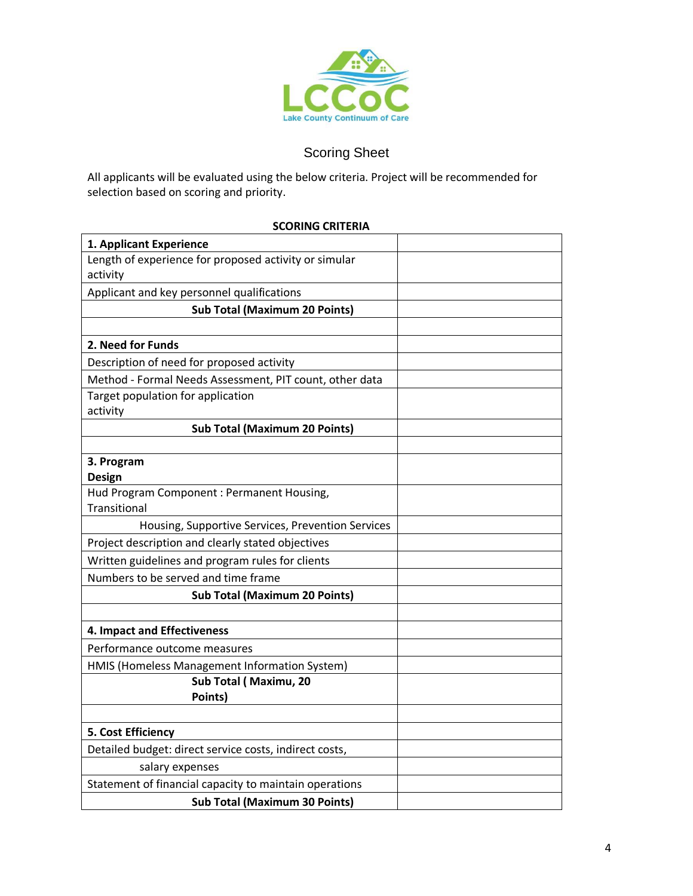LCCoC

Lake County Continuum of Care

# Scoring Sheet

All applicants will be evaluated using the below criteria. Project will be recommended for selection based on scoring and priority.

**SCORING CRITERIA**

| **1. Applicant Experience** | |
|---|---|
| Length of experience for proposed activity or simular activity | |
| Applicant and key personnel qualifications | |
| **Sub Total (Maximum 20 Points)** | |
| | |
| **2. Need for Funds** | |
| Description of need for proposed activity | |
| Method - Formal Needs Assessment, PIT count, other data | |
| Target population for application activity | |
| **Sub Total (Maximum 20 Points)** | |
| | |
| **3. Program Design** | |
| Hud Program Component : Permanent Housing, Transitional | |
| Housing, Supportive Services, Prevention Services | |
| Project description and clearly stated objectives | |
| Written guidelines and program rules for clients | |
| Numbers to be served and time frame | |
| **Sub Total (Maximum 20 Points)** | |
| | |
| **4. Impact and Effectiveness** | |
| Performance outcome measures | |
| HMIS (Homeless Management Information System) | |
| **Sub Total ( Maximu, 20 Points)** | |
| | |
| **5. Cost Efficiency** | |
| Detailed budget: direct service costs, indirect costs, | |
| salary expenses | |
| Statement of financial capacity to maintain operations | |
| **Sub Total (Maximum 30 Points)** | |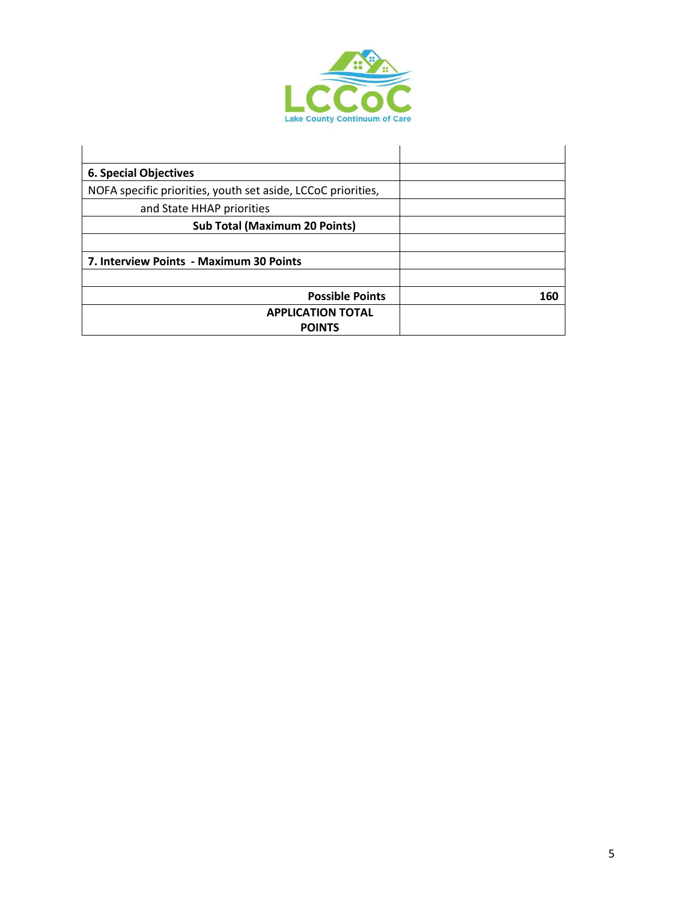| | |
|---|---|
| | |
| **6. Special Objectives** | |
| NOFA specific priorities, youth set aside, LCCoC priorities, | |
| and State HHAP priorities | |
| **Sub Total (Maximum 20 Points)** | |
| | |
| **7. Interview Points - Maximum 30 Points** | |
| | |
| **Possible Points** | **160** |
| **APPLICATION TOTAL POINTS** | |